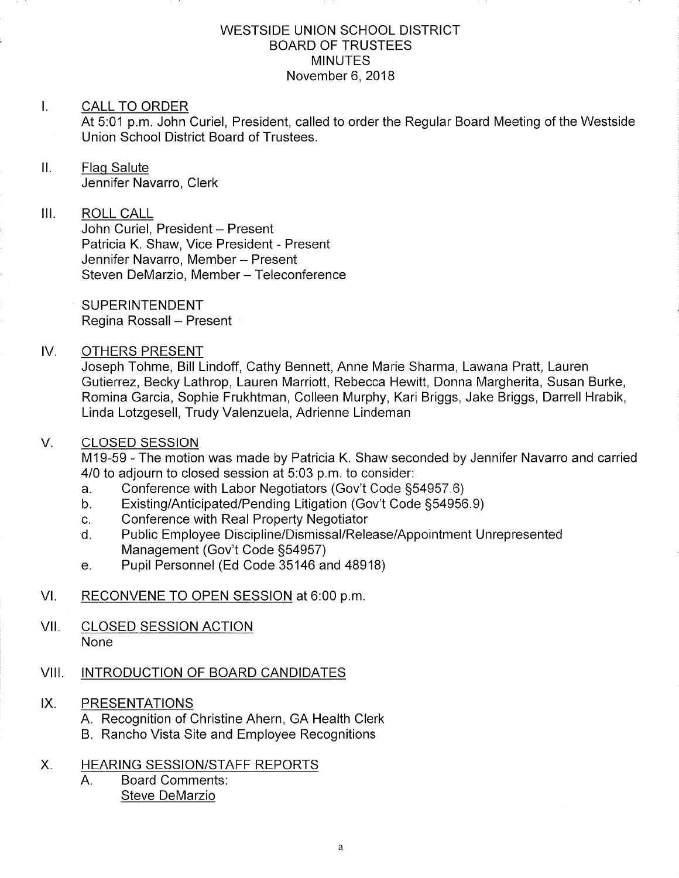# WESTSIDE UNION SCHOOL DISTRICT
## BOARD OF TRUSTEES
## MINUTES
### November 6, 2018

I. CALL TO ORDER

At 5:01 p.m. John Curiel, President, called to order the Regular Board Meeting of the Westside Union School District Board of Trustees.

II. Flag Salute

Jennifer Navarro, Clerk

III. ROLL CALL

John Curiel, President – Present
Patricia K. Shaw, Vice President - Present
Jennifer Navarro, Member – Present
Steven DeMarzio, Member – Teleconference

SUPERINTENDENT
Regina Rossall – Present

IV. OTHERS PRESENT

Joseph Tohme, Bill Lindoff, Cathy Bennett, Anne Marie Sharma, Lawana Pratt, Lauren Gutierrez, Becky Lathrop, Lauren Marriott, Rebecca Hewitt, Donna Margherita, Susan Burke, Romina Garcia, Sophie Frukhtman, Colleen Murphy, Kari Briggs, Jake Briggs, Darrell Hrabik, Linda Lotzgesell, Trudy Valenzuela, Adrienne Lindeman

V. CLOSED SESSION

M19-59 - The motion was made by Patricia K. Shaw seconded by Jennifer Navarro and carried 4/0 to adjourn to closed session at 5:03 p.m. to consider:

a. Conference with Labor Negotiators (Gov't Code §54957.6)
b. Existing/Anticipated/Pending Litigation (Gov't Code §54956.9)
c. Conference with Real Property Negotiator
d. Public Employee Discipline/Dismissal/Release/Appointment Unrepresented Management (Gov't Code §54957)
e. Pupil Personnel (Ed Code 35146 and 48918)

VI. RECONVENE TO OPEN SESSION at 6:00 p.m.

VII. CLOSED SESSION ACTION

None

VIII. INTRODUCTION OF BOARD CANDIDATES

IX. PRESENTATIONS

A. Recognition of Christine Ahern, GA Health Clerk
B. Rancho Vista Site and Employee Recognitions

X. HEARING SESSION/STAFF REPORTS

A. Board Comments:

Steve DeMarzio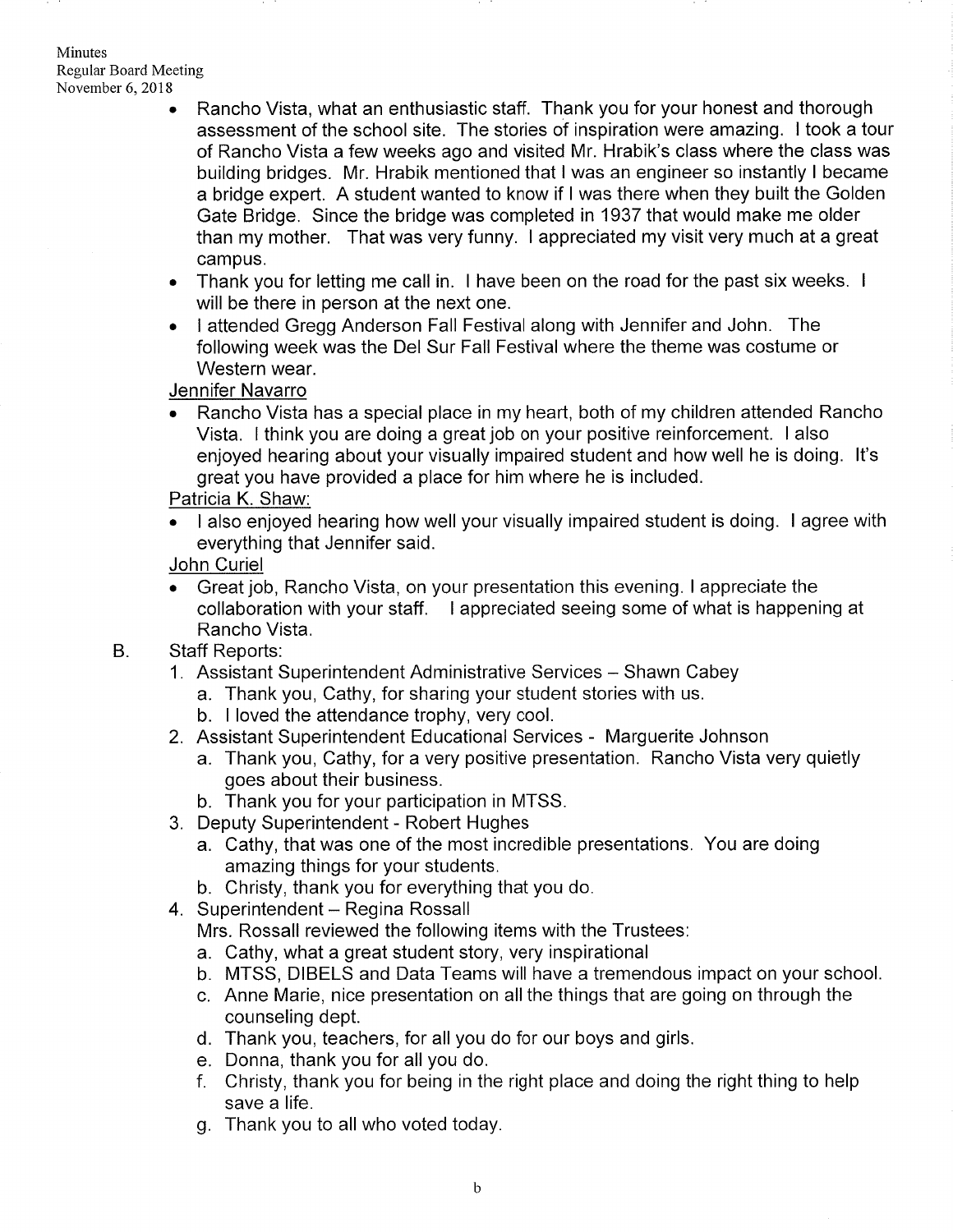- Rancho Vista, what an enthusiastic staff. Thank you for your honest and thorough assessment of the school site. The stories of inspiration were amazing. I took a tour of Rancho Vista a few weeks ago and visited Mr. Hrabik's class where the class was building bridges. Mr. Hrabik mentioned that I was an engineer so instantly I became a bridge expert. A student wanted to know if I was there when they built the Golden Gate Bridge. Since the bridge was completed in 1937 that would make me older than my mother. That was very funny. I appreciated my visit very much at a great campus.
- Thank you for letting me call in. I have been on the road for the past six weeks. I will be there in person at the next one.
- I attended Gregg Anderson Fall Festival along with Jennifer and John. The following week was the Del Sur Fall Festival where the theme was costume or Western wear.

Jennifer Navarro

- Rancho Vista has a special place in my heart, both of my children attended Rancho Vista. I think you are doing a great job on your positive reinforcement. I also enjoyed hearing about your visually impaired student and how well he is doing. It's great you have provided a place for him where he is included.

Patricia K. Shaw:

- I also enjoyed hearing how well your visually impaired student is doing. I agree with everything that Jennifer said.

John Curiel

- Great job, Rancho Vista, on your presentation this evening. I appreciate the collaboration with your staff. I appreciated seeing some of what is happening at Rancho Vista.

B. Staff Reports:

1. Assistant Superintendent Administrative Services – Shawn Cabey
   a. Thank you, Cathy, for sharing your student stories with us.
   b. I loved the attendance trophy, very cool.
2. Assistant Superintendent Educational Services - Marguerite Johnson
   a. Thank you, Cathy, for a very positive presentation. Rancho Vista very quietly goes about their business.
   b. Thank you for your participation in MTSS.
3. Deputy Superintendent - Robert Hughes
   a. Cathy, that was one of the most incredible presentations. You are doing amazing things for your students.
   b. Christy, thank you for everything that you do.
4. Superintendent – Regina Rossall
   Mrs. Rossall reviewed the following items with the Trustees:
   a. Cathy, what a great student story, very inspirational
   b. MTSS, DIBELS and Data Teams will have a tremendous impact on your school.
   c. Anne Marie, nice presentation on all the things that are going on through the counseling dept.
   d. Thank you, teachers, for all you do for our boys and girls.
   e. Donna, thank you for all you do.
   f. Christy, thank you for being in the right place and doing the right thing to help save a life.
   g. Thank you to all who voted today.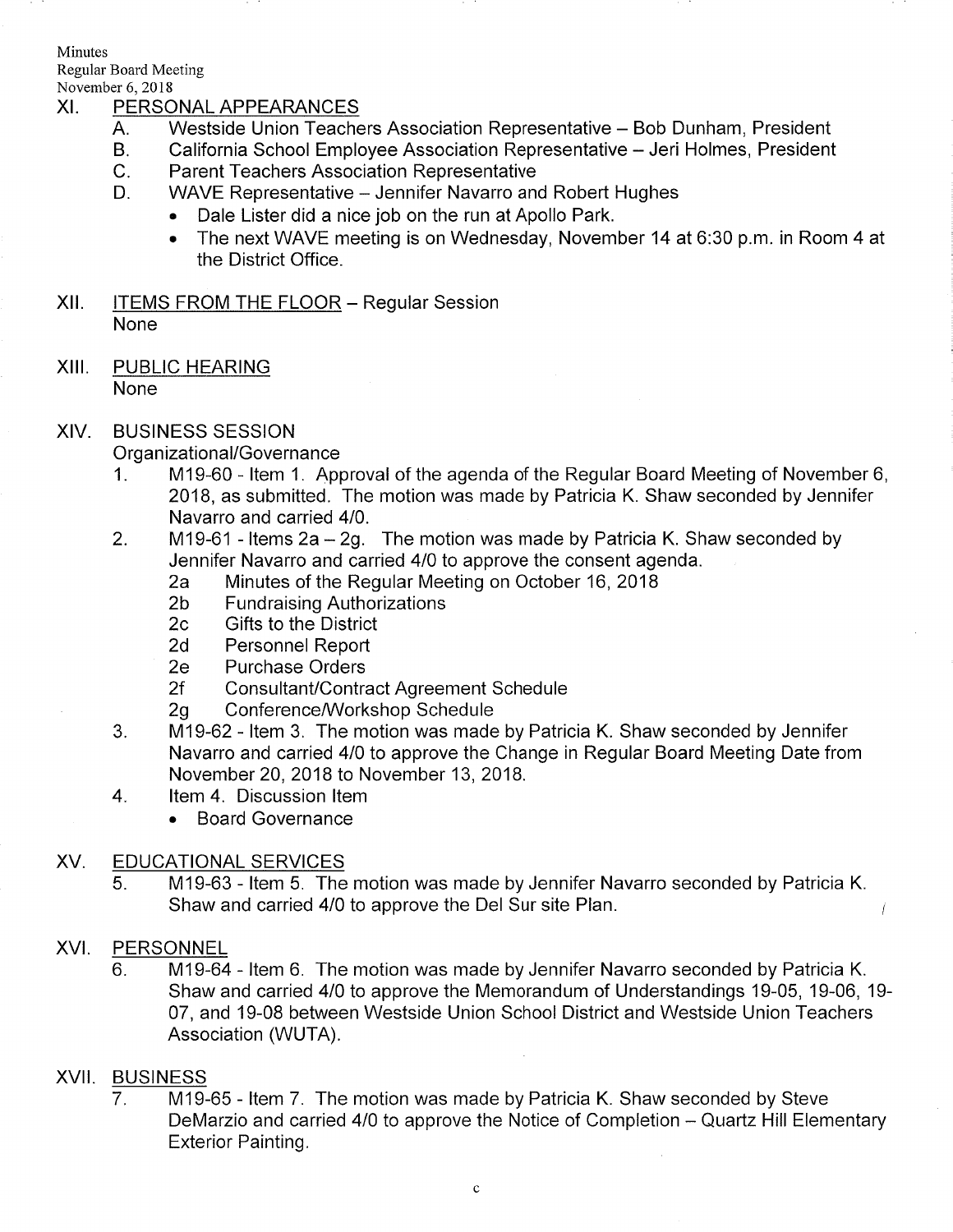## XI. PERSONAL APPEARANCES

A. Westside Union Teachers Association Representative – Bob Dunham, President
B. California School Employee Association Representative – Jeri Holmes, President
C. Parent Teachers Association Representative
D. WAVE Representative – Jennifer Navarro and Robert Hughes
   - Dale Lister did a nice job on the run at Apollo Park.
   - The next WAVE meeting is on Wednesday, November 14 at 6:30 p.m. in Room 4 at the District Office.

## XII. ITEMS FROM THE FLOOR – Regular Session

None

## XIII. PUBLIC HEARING

None

## XIV. BUSINESS SESSION

Organizational/Governance

1. M19-60 - Item 1. Approval of the agenda of the Regular Board Meeting of November 6, 2018, as submitted. The motion was made by Patricia K. Shaw seconded by Jennifer Navarro and carried 4/0.
2. M19-61 - Items 2a – 2g. The motion was made by Patricia K. Shaw seconded by Jennifer Navarro and carried 4/0 to approve the consent agenda.
   - 2a Minutes of the Regular Meeting on October 16, 2018
   - 2b Fundraising Authorizations
   - 2c Gifts to the District
   - 2d Personnel Report
   - 2e Purchase Orders
   - 2f Consultant/Contract Agreement Schedule
   - 2g Conference/Workshop Schedule
3. M19-62 - Item 3. The motion was made by Patricia K. Shaw seconded by Jennifer Navarro and carried 4/0 to approve the Change in Regular Board Meeting Date from November 20, 2018 to November 13, 2018.
4. Item 4. Discussion Item
   - Board Governance

## XV. EDUCATIONAL SERVICES

5. M19-63 - Item 5. The motion was made by Jennifer Navarro seconded by Patricia K. Shaw and carried 4/0 to approve the Del Sur site Plan.

## XVI. PERSONNEL

6. M19-64 - Item 6. The motion was made by Jennifer Navarro seconded by Patricia K. Shaw and carried 4/0 to approve the Memorandum of Understandings 19-05, 19-06, 19-07, and 19-08 between Westside Union School District and Westside Union Teachers Association (WUTA).

## XVII. BUSINESS

7. M19-65 - Item 7. The motion was made by Patricia K. Shaw seconded by Steve DeMarzio and carried 4/0 to approve the Notice of Completion – Quartz Hill Elementary Exterior Painting.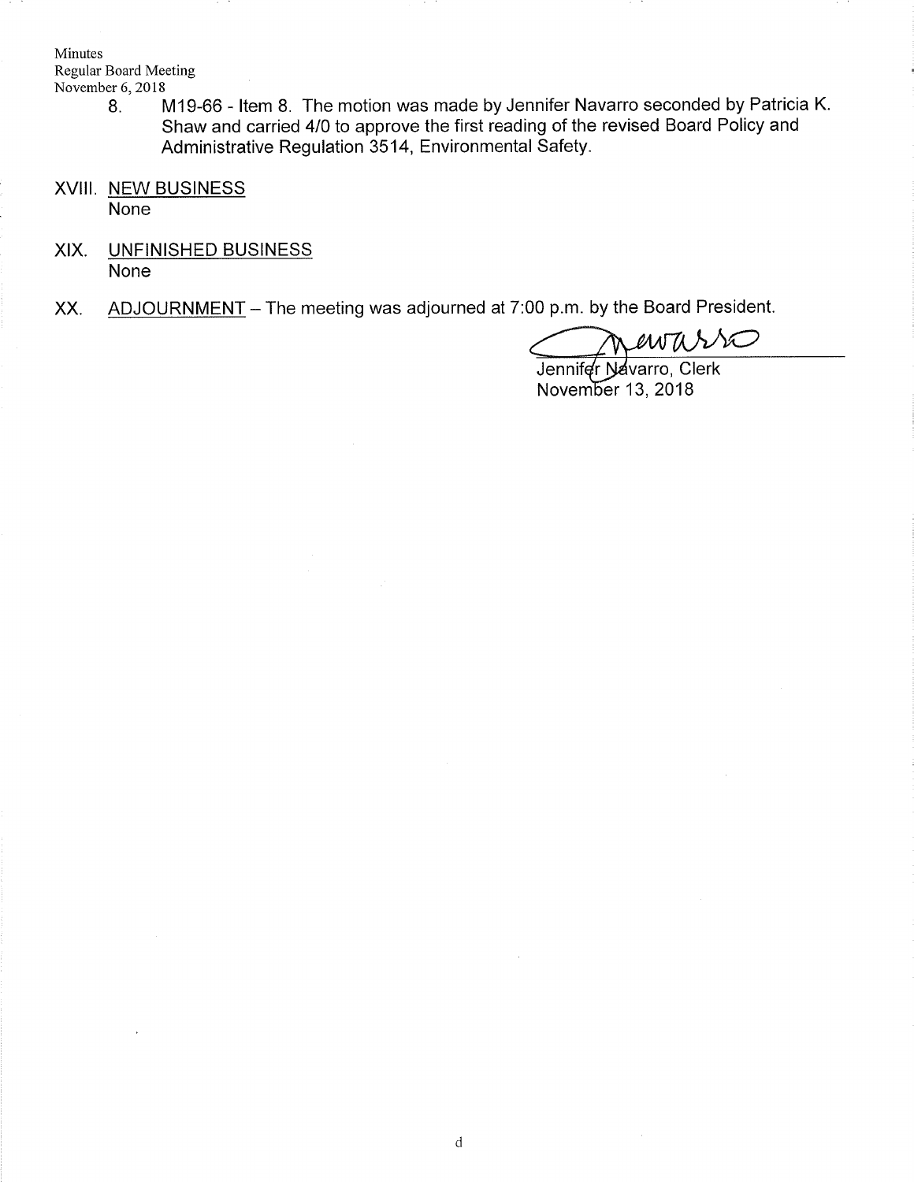8. M19-66 - Item 8. The motion was made by Jennifer Navarro seconded by Patricia K. Shaw and carried 4/0 to approve the first reading of the revised Board Policy and Administrative Regulation 3514, Environmental Safety.

XVIII. NEW BUSINESS
None

XIX. UNFINISHED BUSINESS
None

XX. ADJOURNMENT – The meeting was adjourned at 7:00 p.m. by the Board President.

Jennifer Navarro, Clerk
November 13, 2018